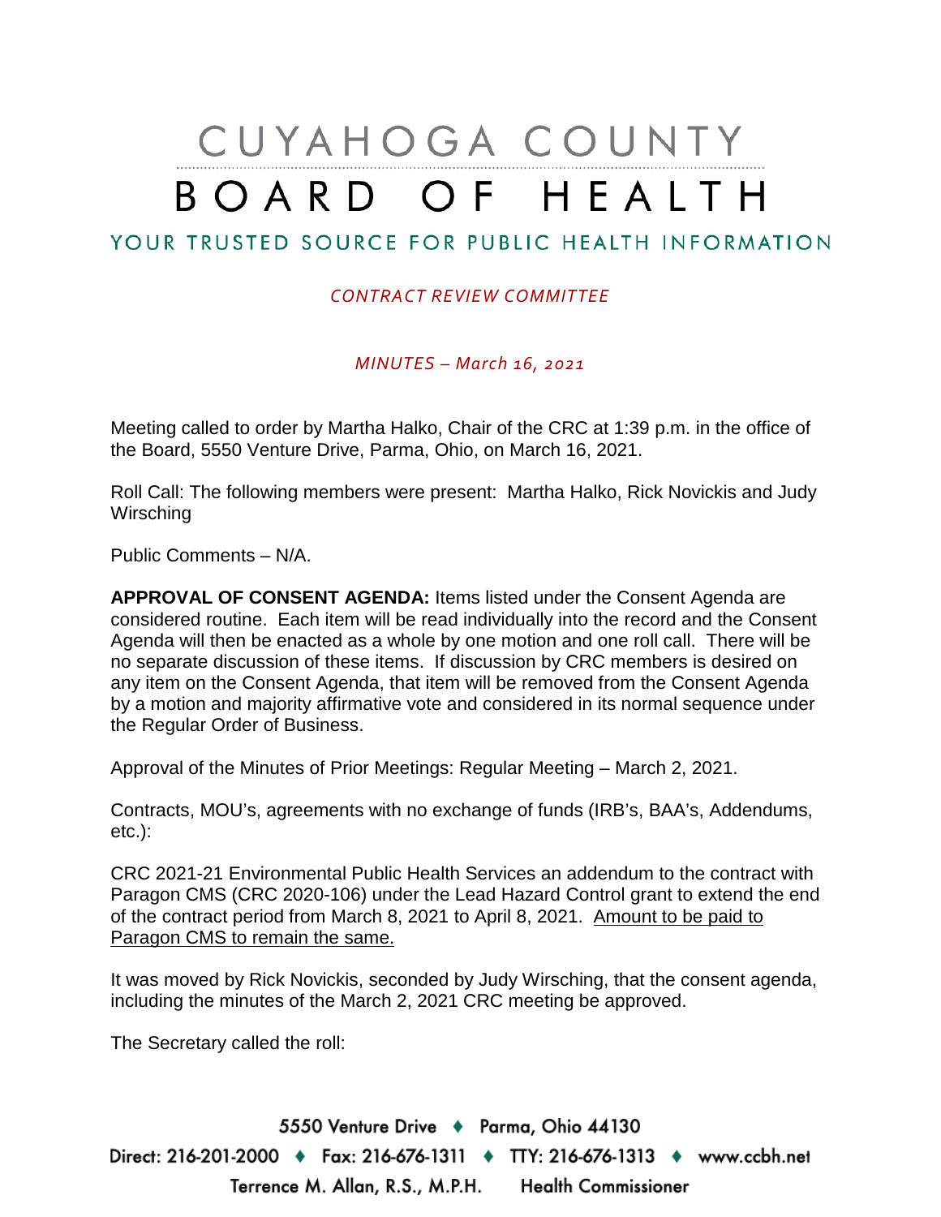# CUYAHOGA COUNTY BOARD OF HEALTH

YOUR TRUSTED SOURCE FOR PUBLIC HEALTH INFORMATION

*CONTRACT REVIEW COMMITTEE*

*MINUTES – March 16, 2021*

Meeting called to order by Martha Halko, Chair of the CRC at 1:39 p.m. in the office of the Board, 5550 Venture Drive, Parma, Ohio, on March 16, 2021.

Roll Call: The following members were present: Martha Halko, Rick Novickis and Judy Wirsching

Public Comments – N/A.

**APPROVAL OF CONSENT AGENDA:** Items listed under the Consent Agenda are considered routine. Each item will be read individually into the record and the Consent Agenda will then be enacted as a whole by one motion and one roll call. There will be no separate discussion of these items. If discussion by CRC members is desired on any item on the Consent Agenda, that item will be removed from the Consent Agenda by a motion and majority affirmative vote and considered in its normal sequence under the Regular Order of Business.

Approval of the Minutes of Prior Meetings: Regular Meeting – March 2, 2021.

Contracts, MOU's, agreements with no exchange of funds (IRB's, BAA's, Addendums, etc.):

CRC 2021-21 Environmental Public Health Services an addendum to the contract with Paragon CMS (CRC 2020-106) under the Lead Hazard Control grant to extend the end of the contract period from March 8, 2021 to April 8, 2021. <u>Amount to be paid to Paragon CMS to remain the same.</u>

It was moved by Rick Novickis, seconded by Judy Wirsching, that the consent agenda, including the minutes of the March 2, 2021 CRC meeting be approved.

The Secretary called the roll: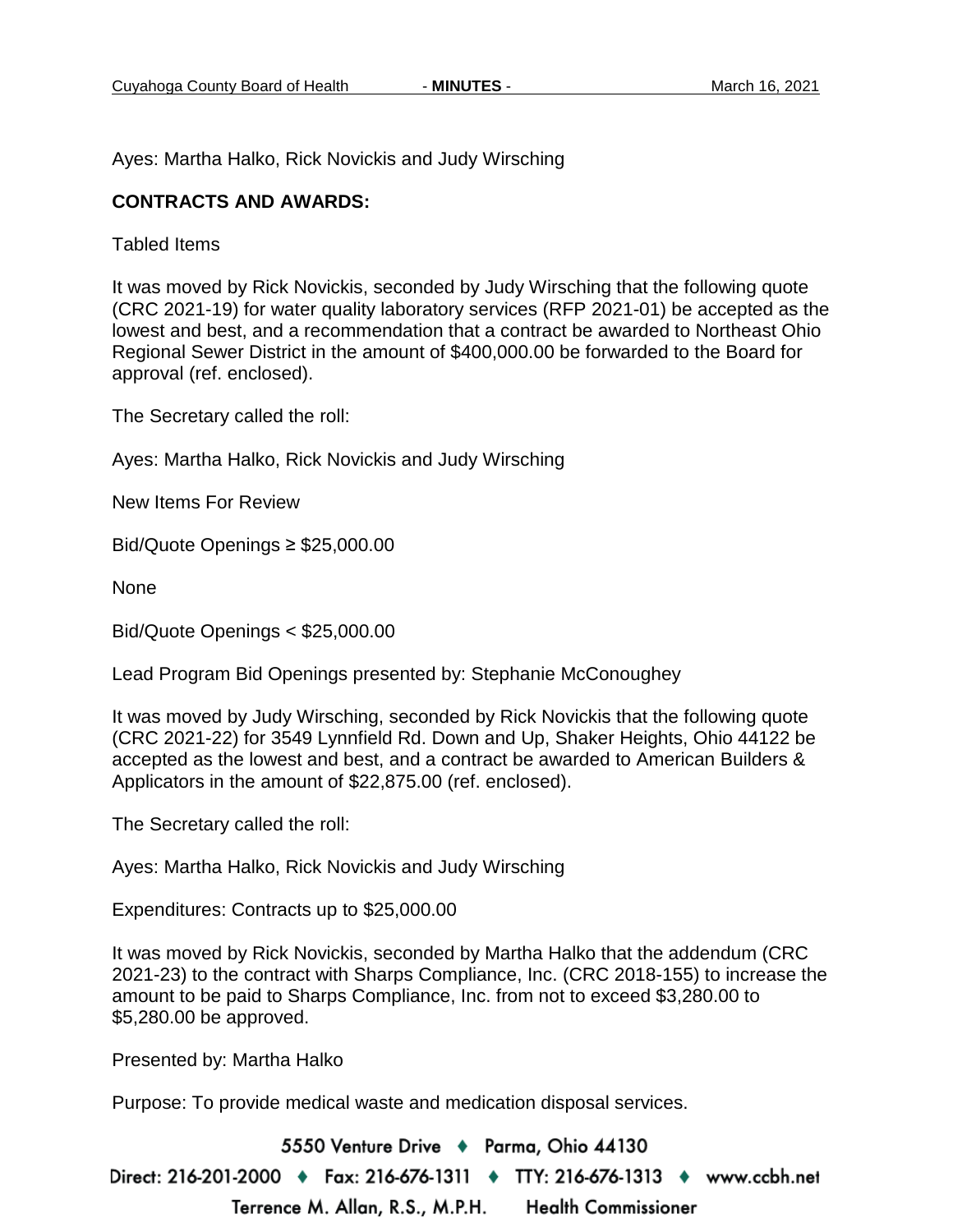Ayes: Martha Halko, Rick Novickis and Judy Wirsching

**CONTRACTS AND AWARDS:**

Tabled Items

It was moved by Rick Novickis, seconded by Judy Wirsching that the following quote (CRC 2021-19) for water quality laboratory services (RFP 2021-01) be accepted as the lowest and best, and a recommendation that a contract be awarded to Northeast Ohio Regional Sewer District in the amount of $400,000.00 be forwarded to the Board for approval (ref. enclosed).

The Secretary called the roll:

Ayes: Martha Halko, Rick Novickis and Judy Wirsching

New Items For Review

Bid/Quote Openings ≥ $25,000.00

None

Bid/Quote Openings < $25,000.00

Lead Program Bid Openings presented by: Stephanie McConoughey

It was moved by Judy Wirsching, seconded by Rick Novickis that the following quote (CRC 2021-22) for 3549 Lynnfield Rd. Down and Up, Shaker Heights, Ohio 44122 be accepted as the lowest and best, and a contract be awarded to American Builders & Applicators in the amount of $22,875.00 (ref. enclosed).

The Secretary called the roll:

Ayes: Martha Halko, Rick Novickis and Judy Wirsching

Expenditures: Contracts up to $25,000.00

It was moved by Rick Novickis, seconded by Martha Halko that the addendum (CRC 2021-23) to the contract with Sharps Compliance, Inc. (CRC 2018-155) to increase the amount to be paid to Sharps Compliance, Inc. from not to exceed $3,280.00 to $5,280.00 be approved.

Presented by: Martha Halko

Purpose: To provide medical waste and medication disposal services.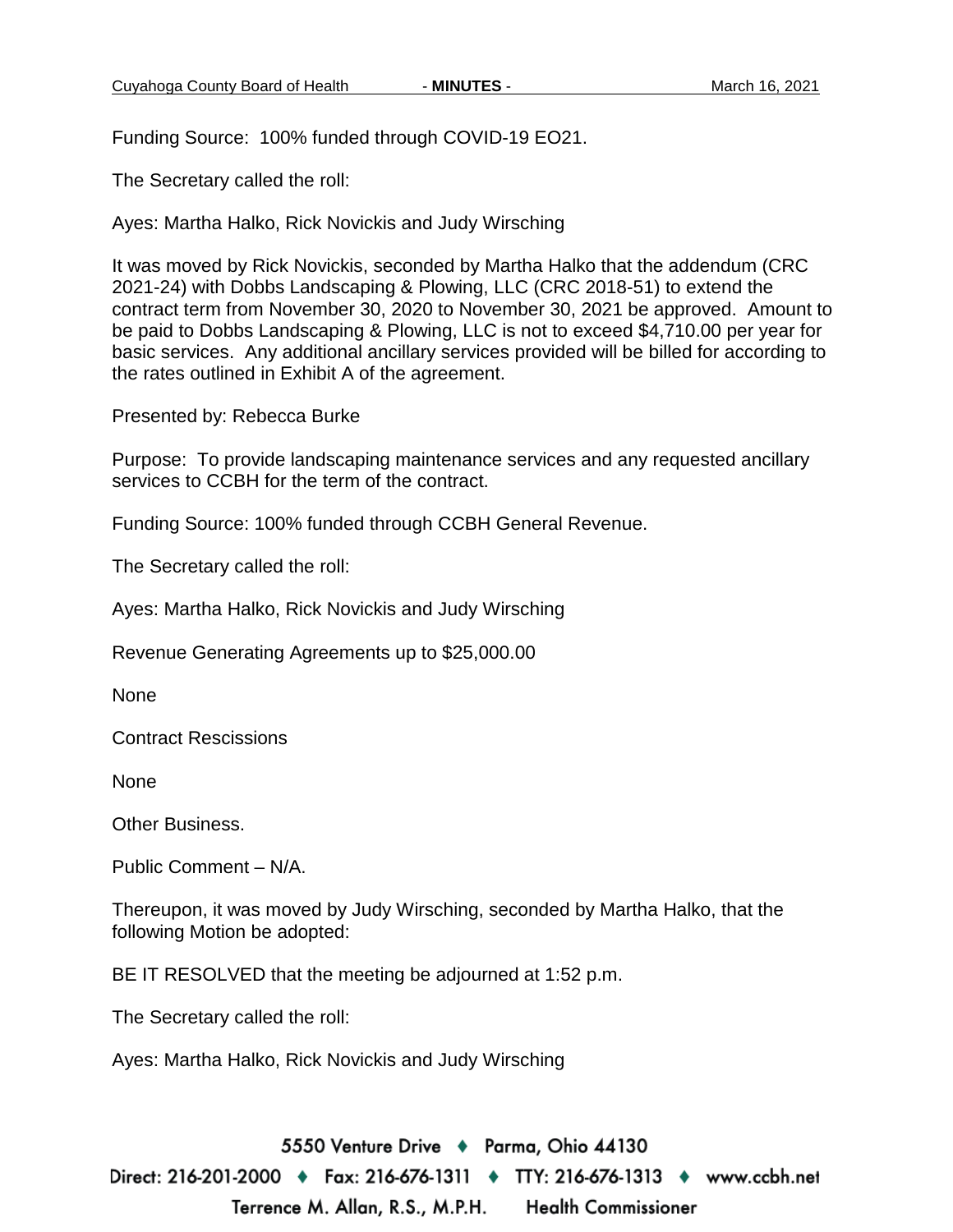Funding Source: 100% funded through COVID-19 EO21.

The Secretary called the roll:

Ayes: Martha Halko, Rick Novickis and Judy Wirsching

It was moved by Rick Novickis, seconded by Martha Halko that the addendum (CRC 2021-24) with Dobbs Landscaping & Plowing, LLC (CRC 2018-51) to extend the contract term from November 30, 2020 to November 30, 2021 be approved. Amount to be paid to Dobbs Landscaping & Plowing, LLC is not to exceed $4,710.00 per year for basic services. Any additional ancillary services provided will be billed for according to the rates outlined in Exhibit A of the agreement.

Presented by: Rebecca Burke

Purpose: To provide landscaping maintenance services and any requested ancillary services to CCBH for the term of the contract.

Funding Source: 100% funded through CCBH General Revenue.

The Secretary called the roll:

Ayes: Martha Halko, Rick Novickis and Judy Wirsching

Revenue Generating Agreements up to $25,000.00

None

Contract Rescissions

None

Other Business.

Public Comment – N/A.

Thereupon, it was moved by Judy Wirsching, seconded by Martha Halko, that the following Motion be adopted:

BE IT RESOLVED that the meeting be adjourned at 1:52 p.m.

The Secretary called the roll:

Ayes: Martha Halko, Rick Novickis and Judy Wirsching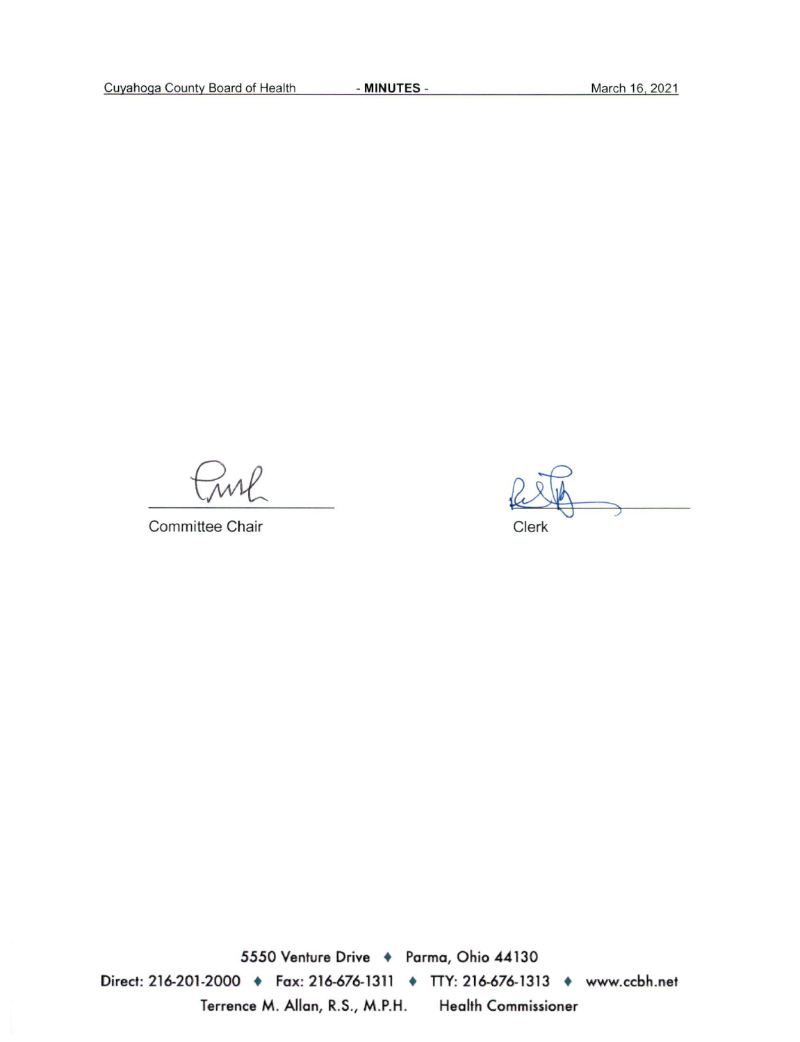Committee Chair

Clerk

5550 Venture Drive ♦ Parma, Ohio 44130

Direct: 216-201-2000 ♦ Fax: 216-676-1311 ♦ TTY: 216-676-1313 ♦ www.ccbh.net

Terrence M. Allan, R.S., M.P.H. Health Commissioner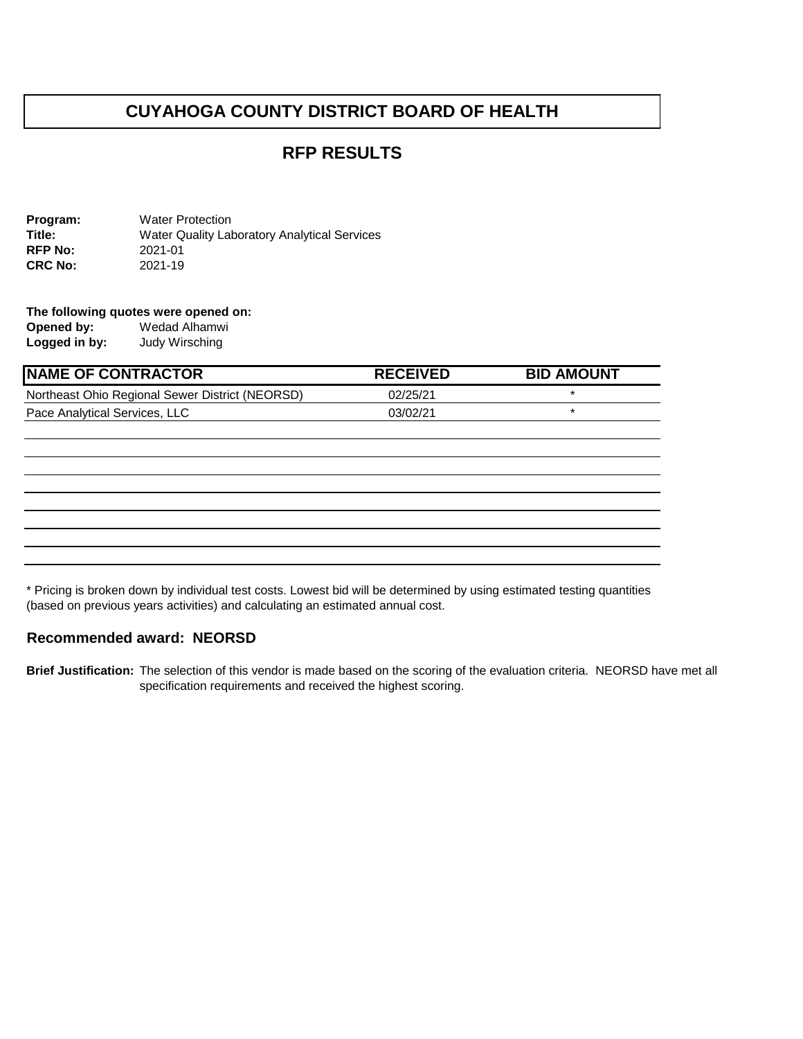# CUYAHOGA COUNTY DISTRICT BOARD OF HEALTH

## RFP RESULTS

**Program:** Water Protection
**Title:** Water Quality Laboratory Analytical Services
**RFP No:** 2021-01
**CRC No:** 2021-19

**The following quotes were opened on:**
**Opened by:** Wedad Alhamwi
**Logged in by:** Judy Wirsching

| NAME OF CONTRACTOR | RECEIVED | BID AMOUNT |
|---|---|---|
| Northeast Ohio Regional Sewer District (NEORSD) | 02/25/21 | * |
| Pace Analytical Services, LLC | 03/02/21 | * |

* Pricing is broken down by individual test costs. Lowest bid will be determined by using estimated testing quantities (based on previous years activities) and calculating an estimated annual cost.

**Recommended award: NEORSD**

**Brief Justification:** The selection of this vendor is made based on the scoring of the evaluation criteria. NEORSD have met all specification requirements and received the highest scoring.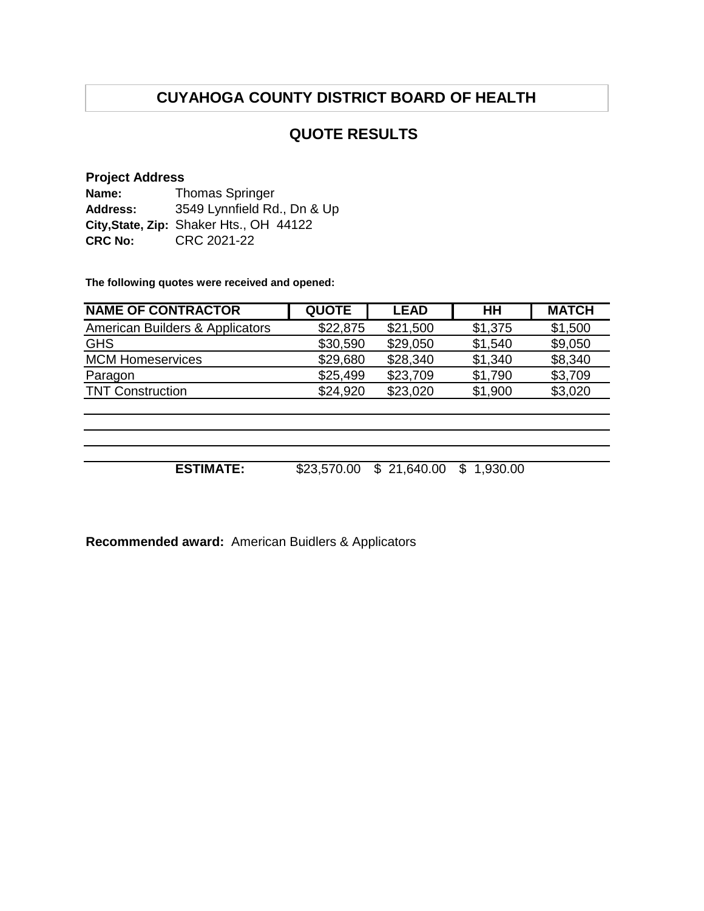# CUYAHOGA COUNTY DISTRICT BOARD OF HEALTH

## QUOTE RESULTS

**Project Address**

**Name:** Thomas Springer
**Address:** 3549 Lynnfield Rd., Dn & Up
**City,State, Zip:** Shaker Hts., OH 44122
**CRC No:** CRC 2021-22

**The following quotes were received and opened:**

| NAME OF CONTRACTOR | QUOTE | LEAD | HH | MATCH |
|---|---|---|---|---|
| American Builders & Applicators | $22,875 | $21,500 | $1,375 | $1,500 |
| GHS | $30,590 | $29,050 | $1,540 | $9,050 |
| MCM Homeservices | $29,680 | $28,340 | $1,340 | $8,340 |
| Paragon | $25,499 | $23,709 | $1,790 | $3,709 |
| TNT Construction | $24,920 | $23,020 | $1,900 | $3,020 |
| | | | | |
| | | | | |
| | | | | |
| **ESTIMATE:** | $23,570.00 | $ 21,640.00 | $ 1,930.00 | |

**Recommended award:** American Buidlers & Applicators